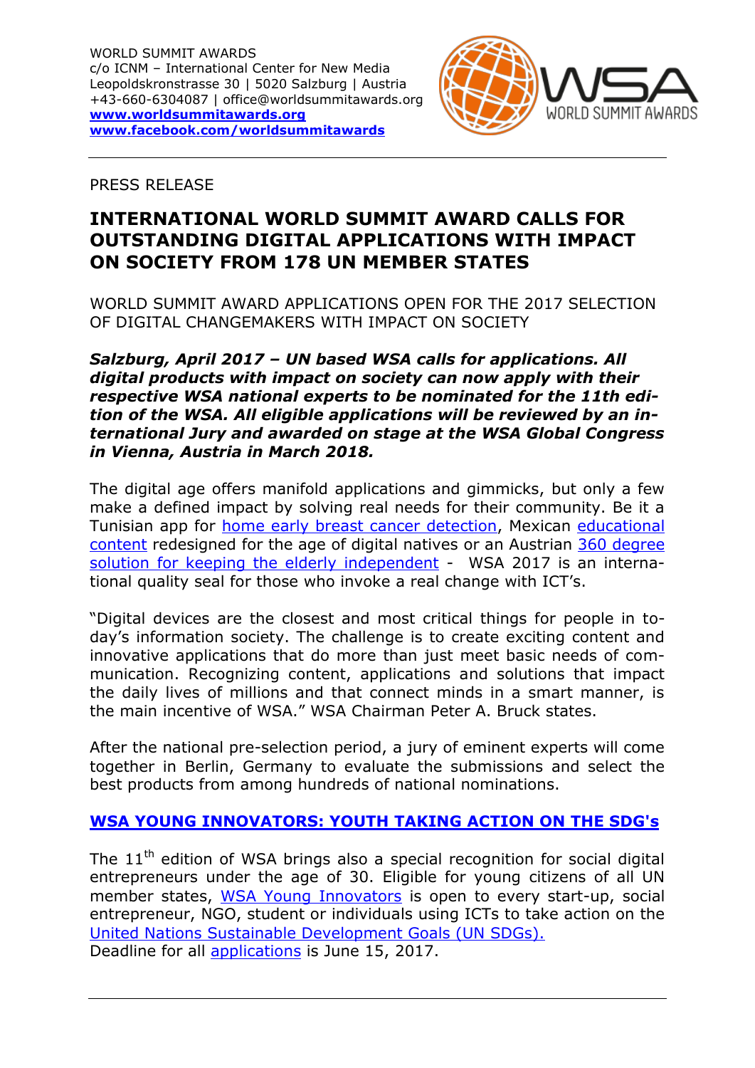WORLD SUMMIT AWARDS
c/o ICNM – International Center for New Media
Leopoldskronstrasse 30 | 5020 Salzburg | Austria
+43-660-6304087 | office@worldsummitawards.org
**www.worldsummitawards.org**
**www.facebook.com/worldsummitawards**

PRESS RELEASE

# INTERNATIONAL WORLD SUMMIT AWARD CALLS FOR OUTSTANDING DIGITAL APPLICATIONS WITH IMPACT ON SOCIETY FROM 178 UN MEMBER STATES

WORLD SUMMIT AWARD APPLICATIONS OPEN FOR THE 2017 SELECTION OF DIGITAL CHANGEMAKERS WITH IMPACT ON SOCIETY

***Salzburg, April 2017 – UN based WSA calls for applications. All digital products with impact on society can now apply with their respective WSA national experts to be nominated for the 11th edition of the WSA. All eligible applications will be reviewed by an international Jury and awarded on stage at the WSA Global Congress in Vienna, Austria in March 2018.***

The digital age offers manifold applications and gimmicks, but only a few make a defined impact by solving real needs for their community. Be it a Tunisian app for home early breast cancer detection, Mexican educational content redesigned for the age of digital natives or an Austrian 360 degree solution for keeping the elderly independent - WSA 2017 is an international quality seal for those who invoke a real change with ICT's.

"Digital devices are the closest and most critical things for people in today's information society. The challenge is to create exciting content and innovative applications that do more than just meet basic needs of communication. Recognizing content, applications and solutions that impact the daily lives of millions and that connect minds in a smart manner, is the main incentive of WSA." WSA Chairman Peter A. Bruck states.

After the national pre-selection period, a jury of eminent experts will come together in Berlin, Germany to evaluate the submissions and select the best products from among hundreds of national nominations.

## WSA YOUNG INNOVATORS: YOUTH TAKING ACTION ON THE SDG's

The 11th edition of WSA brings also a special recognition for social digital entrepreneurs under the age of 30. Eligible for young citizens of all UN member states, WSA Young Innovators is open to every start-up, social entrepreneur, NGO, student or individuals using ICTs to take action on the United Nations Sustainable Development Goals (UN SDGs).
Deadline for all applications is June 15, 2017.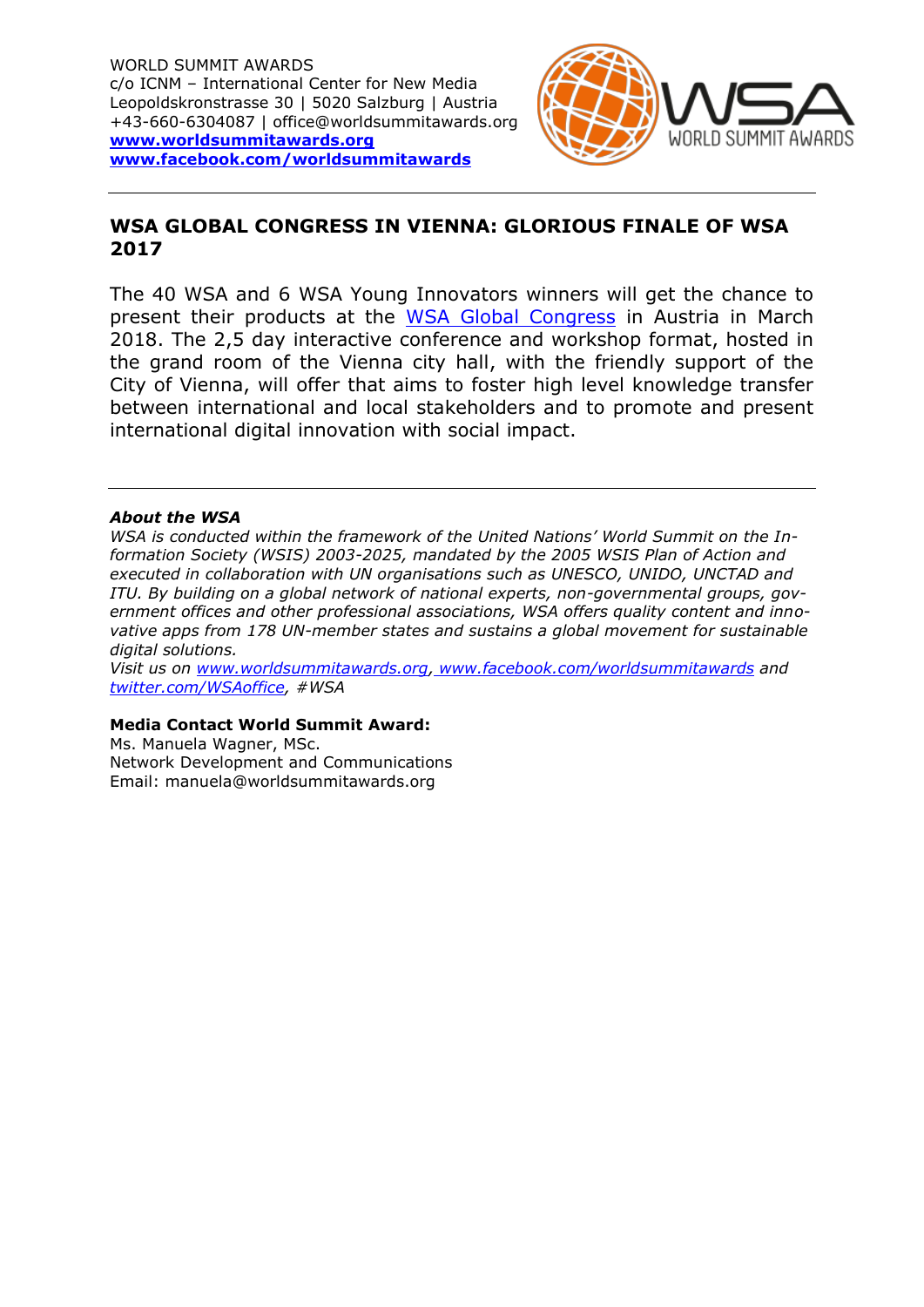WORLD SUMMIT AWARDS
c/o ICNM – International Center for New Media
Leopoldskronstrasse 30 | 5020 Salzburg | Austria
+43-660-6304087 | office@worldsummitawards.org
**www.worldsummitawards.org**
**www.facebook.com/worldsummitawards**

---

## WSA GLOBAL CONGRESS IN VIENNA: GLORIOUS FINALE OF WSA 2017

The 40 WSA and 6 WSA Young Innovators winners will get the chance to present their products at the WSA Global Congress in Austria in March 2018. The 2,5 day interactive conference and workshop format, hosted in the grand room of the Vienna city hall, with the friendly support of the City of Vienna, will offer that aims to foster high level knowledge transfer between international and local stakeholders and to promote and present international digital innovation with social impact.

---

***About the WSA***

*WSA is conducted within the framework of the United Nations' World Summit on the Information Society (WSIS) 2003-2025, mandated by the 2005 WSIS Plan of Action and executed in collaboration with UN organisations such as UNESCO, UNIDO, UNCTAD and ITU. By building on a global network of national experts, non-governmental groups, government offices and other professional associations, WSA offers quality content and innovative apps from 178 UN-member states and sustains a global movement for sustainable digital solutions.*
*Visit us on www.worldsummitawards.org, www.facebook.com/worldsummitawards and twitter.com/WSAoffice, #WSA*

**Media Contact World Summit Award:**
Ms. Manuela Wagner, MSc.
Network Development and Communications
Email: manuela@worldsummitawards.org